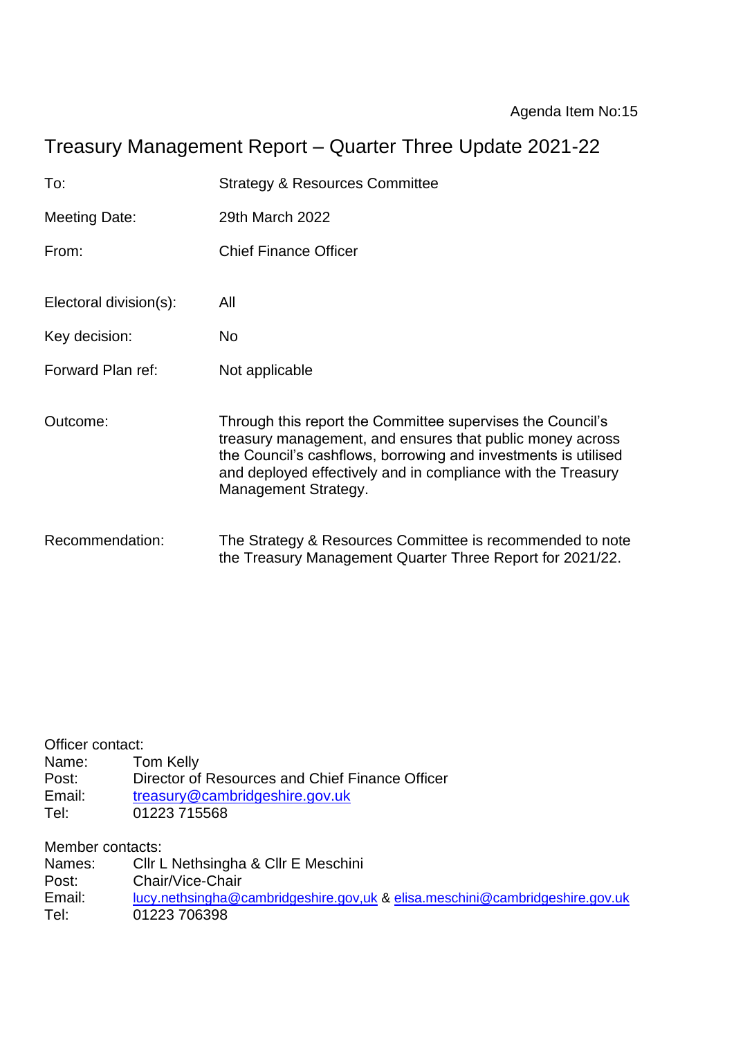Agenda Item No:15

# Treasury Management Report – Quarter Three Update 2021-22

| | |
|---|---|
| To: | Strategy & Resources Committee |
| Meeting Date: | 29th March 2022 |
| From: | Chief Finance Officer |
| Electoral division(s): | All |
| Key decision: | No |
| Forward Plan ref: | Not applicable |
| Outcome: | Through this report the Committee supervises the Council's treasury management, and ensures that public money across the Council's cashflows, borrowing and investments is utilised and deployed effectively and in compliance with the Treasury Management Strategy. |
| Recommendation: | The Strategy & Resources Committee is recommended to note the Treasury Management Quarter Three Report for 2021/22. |

Officer contact:
Name: Tom Kelly
Post: Director of Resources and Chief Finance Officer
Email: treasury@cambridgeshire.gov.uk
Tel: 01223 715568

Member contacts:
Names: Cllr L Nethsingha & Cllr E Meschini
Post: Chair/Vice-Chair
Email: lucy.nethsingha@cambridgeshire.gov,uk & elisa.meschini@cambridgeshire.gov.uk
Tel: 01223 706398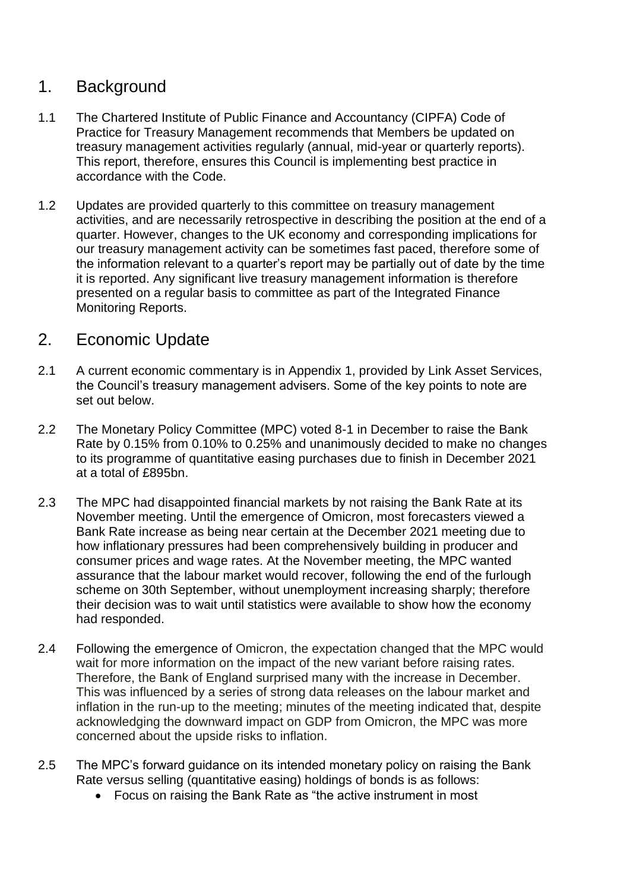## 1. Background

1.1 The Chartered Institute of Public Finance and Accountancy (CIPFA) Code of Practice for Treasury Management recommends that Members be updated on treasury management activities regularly (annual, mid-year or quarterly reports). This report, therefore, ensures this Council is implementing best practice in accordance with the Code.

1.2 Updates are provided quarterly to this committee on treasury management activities, and are necessarily retrospective in describing the position at the end of a quarter. However, changes to the UK economy and corresponding implications for our treasury management activity can be sometimes fast paced, therefore some of the information relevant to a quarter's report may be partially out of date by the time it is reported. Any significant live treasury management information is therefore presented on a regular basis to committee as part of the Integrated Finance Monitoring Reports.

## 2. Economic Update

2.1 A current economic commentary is in Appendix 1, provided by Link Asset Services, the Council's treasury management advisers. Some of the key points to note are set out below.

2.2 The Monetary Policy Committee (MPC) voted 8-1 in December to raise the Bank Rate by 0.15% from 0.10% to 0.25% and unanimously decided to make no changes to its programme of quantitative easing purchases due to finish in December 2021 at a total of £895bn.

2.3 The MPC had disappointed financial markets by not raising the Bank Rate at its November meeting. Until the emergence of Omicron, most forecasters viewed a Bank Rate increase as being near certain at the December 2021 meeting due to how inflationary pressures had been comprehensively building in producer and consumer prices and wage rates. At the November meeting, the MPC wanted assurance that the labour market would recover, following the end of the furlough scheme on 30th September, without unemployment increasing sharply; therefore their decision was to wait until statistics were available to show how the economy had responded.

2.4 Following the emergence of Omicron, the expectation changed that the MPC would wait for more information on the impact of the new variant before raising rates. Therefore, the Bank of England surprised many with the increase in December. This was influenced by a series of strong data releases on the labour market and inflation in the run-up to the meeting; minutes of the meeting indicated that, despite acknowledging the downward impact on GDP from Omicron, the MPC was more concerned about the upside risks to inflation.

2.5 The MPC's forward guidance on its intended monetary policy on raising the Bank Rate versus selling (quantitative easing) holdings of bonds is as follows:

- Focus on raising the Bank Rate as "the active instrument in most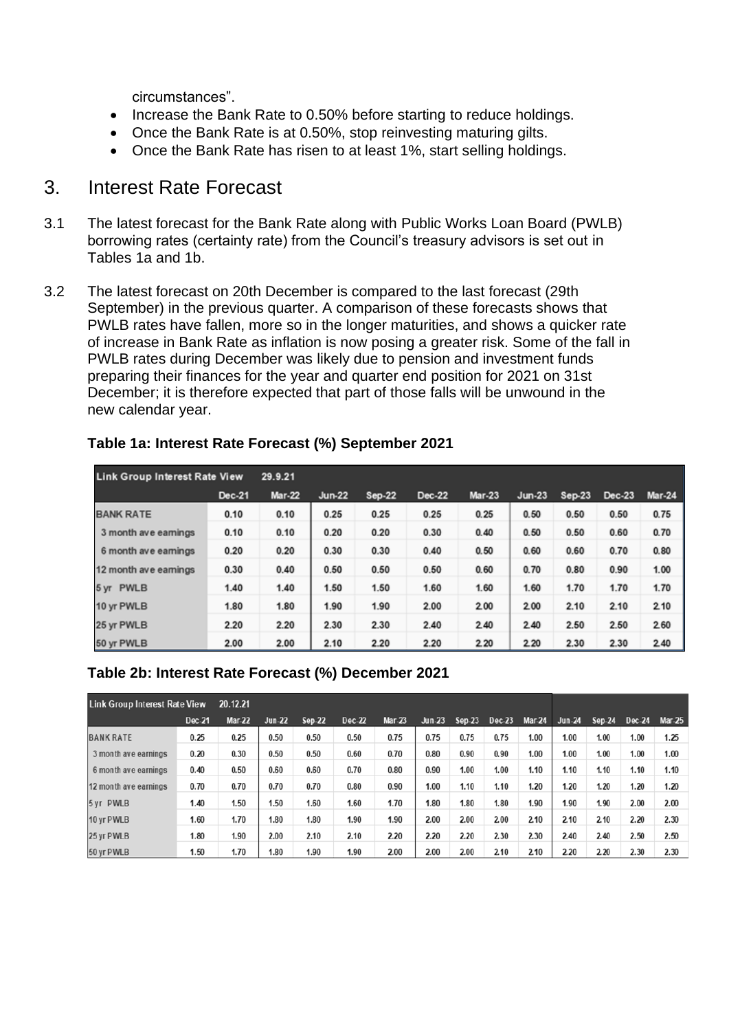circumstances".

- Increase the Bank Rate to 0.50% before starting to reduce holdings.
- Once the Bank Rate is at 0.50%, stop reinvesting maturing gilts.
- Once the Bank Rate has risen to at least 1%, start selling holdings.

## 3. Interest Rate Forecast

3.1 The latest forecast for the Bank Rate along with Public Works Loan Board (PWLB) borrowing rates (certainty rate) from the Council's treasury advisors is set out in Tables 1a and 1b.

3.2 The latest forecast on 20th December is compared to the last forecast (29th September) in the previous quarter. A comparison of these forecasts shows that PWLB rates have fallen, more so in the longer maturities, and shows a quicker rate of increase in Bank Rate as inflation is now posing a greater risk. Some of the fall in PWLB rates during December was likely due to pension and investment funds preparing their finances for the year and quarter end position for 2021 on 31st December; it is therefore expected that part of those falls will be unwound in the new calendar year.

**Table 1a: Interest Rate Forecast (%) September 2021**

| Link Group Interest Rate View | 29.9.21 | | | | | | | | | |
|---|---|---|---|---|---|---|---|---|---|---|
| | Dec-21 | Mar-22 | Jun-22 | Sep-22 | Dec-22 | Mar-23 | Jun-23 | Sep-23 | Dec-23 | Mar-24 |
| BANK RATE | 0.10 | 0.10 | 0.25 | 0.25 | 0.25 | 0.25 | 0.50 | 0.50 | 0.50 | 0.75 |
| 3 month ave earnings | 0.10 | 0.10 | 0.20 | 0.20 | 0.30 | 0.40 | 0.50 | 0.50 | 0.60 | 0.70 |
| 6 month ave earnings | 0.20 | 0.20 | 0.30 | 0.30 | 0.40 | 0.50 | 0.60 | 0.60 | 0.70 | 0.80 |
| 12 month ave earnings | 0.30 | 0.40 | 0.50 | 0.50 | 0.50 | 0.60 | 0.70 | 0.80 | 0.90 | 1.00 |
| 5 yr PWLB | 1.40 | 1.40 | 1.50 | 1.50 | 1.60 | 1.60 | 1.60 | 1.70 | 1.70 | 1.70 |
| 10 yr PWLB | 1.80 | 1.80 | 1.90 | 1.90 | 2.00 | 2.00 | 2.00 | 2.10 | 2.10 | 2.10 |
| 25 yr PWLB | 2.20 | 2.20 | 2.30 | 2.30 | 2.40 | 2.40 | 2.40 | 2.50 | 2.50 | 2.60 |
| 50 yr PWLB | 2.00 | 2.00 | 2.10 | 2.20 | 2.20 | 2.20 | 2.20 | 2.30 | 2.30 | 2.40 |

**Table 2b: Interest Rate Forecast (%) December 2021**

| Link Group Interest Rate View | 20.12.21 | | | | | | | | | | | | | |
|---|---|---|---|---|---|---|---|---|---|---|---|---|---|---|
| | Dec-21 | Mar-22 | Jun-22 | Sep-22 | Dec-22 | Mar-23 | Jun-23 | Sep-23 | Dec-23 | Mar-24 | Jun-24 | Sep-24 | Dec-24 | Mar-25 |
| BANK RATE | 0.25 | 0.25 | 0.50 | 0.50 | 0.50 | 0.75 | 0.75 | 0.75 | 0.75 | 1.00 | 1.00 | 1.00 | 1.00 | 1.25 |
| 3 month ave earnings | 0.20 | 0.30 | 0.50 | 0.50 | 0.60 | 0.70 | 0.80 | 0.90 | 0.90 | 1.00 | 1.00 | 1.00 | 1.00 | 1.00 |
| 6 month ave earnings | 0.40 | 0.50 | 0.60 | 0.60 | 0.70 | 0.80 | 0.90 | 1.00 | 1.00 | 1.10 | 1.10 | 1.10 | 1.10 | 1.10 |
| 12 month ave earnings | 0.70 | 0.70 | 0.70 | 0.70 | 0.80 | 0.90 | 1.00 | 1.10 | 1.10 | 1.20 | 1.20 | 1.20 | 1.20 | 1.20 |
| 5 yr PWLB | 1.40 | 1.50 | 1.50 | 1.60 | 1.60 | 1.70 | 1.80 | 1.80 | 1.80 | 1.90 | 1.90 | 1.90 | 2.00 | 2.00 |
| 10 yr PWLB | 1.60 | 1.70 | 1.80 | 1.80 | 1.90 | 1.90 | 2.00 | 2.00 | 2.00 | 2.10 | 2.10 | 2.10 | 2.20 | 2.30 |
| 25 yr PWLB | 1.80 | 1.90 | 2.00 | 2.10 | 2.10 | 2.20 | 2.20 | 2.20 | 2.30 | 2.30 | 2.40 | 2.40 | 2.50 | 2.50 |
| 50 yr PWLB | 1.50 | 1.70 | 1.80 | 1.90 | 1.90 | 2.00 | 2.00 | 2.00 | 2.10 | 2.10 | 2.20 | 2.20 | 2.30 | 2.30 |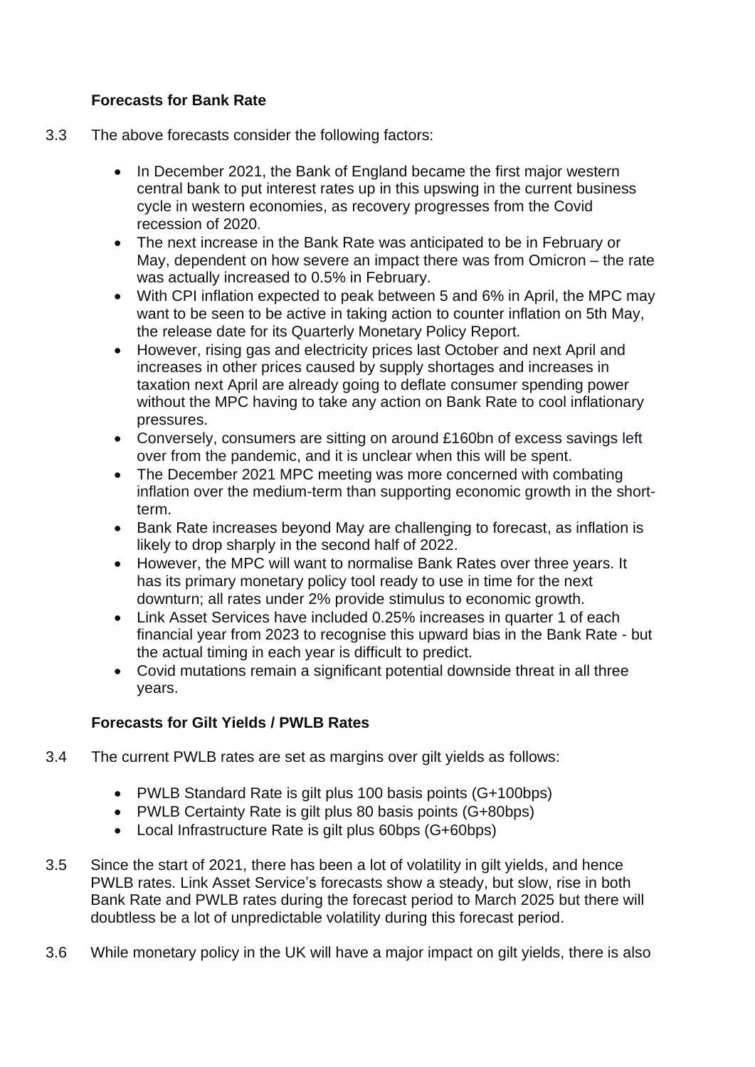### Forecasts for Bank Rate

3.3 The above forecasts consider the following factors:

- In December 2021, the Bank of England became the first major western central bank to put interest rates up in this upswing in the current business cycle in western economies, as recovery progresses from the Covid recession of 2020.
- The next increase in the Bank Rate was anticipated to be in February or May, dependent on how severe an impact there was from Omicron – the rate was actually increased to 0.5% in February.
- With CPI inflation expected to peak between 5 and 6% in April, the MPC may want to be seen to be active in taking action to counter inflation on 5th May, the release date for its Quarterly Monetary Policy Report.
- However, rising gas and electricity prices last October and next April and increases in other prices caused by supply shortages and increases in taxation next April are already going to deflate consumer spending power without the MPC having to take any action on Bank Rate to cool inflationary pressures.
- Conversely, consumers are sitting on around £160bn of excess savings left over from the pandemic, and it is unclear when this will be spent.
- The December 2021 MPC meeting was more concerned with combating inflation over the medium-term than supporting economic growth in the short-term.
- Bank Rate increases beyond May are challenging to forecast, as inflation is likely to drop sharply in the second half of 2022.
- However, the MPC will want to normalise Bank Rates over three years. It has its primary monetary policy tool ready to use in time for the next downturn; all rates under 2% provide stimulus to economic growth.
- Link Asset Services have included 0.25% increases in quarter 1 of each financial year from 2023 to recognise this upward bias in the Bank Rate - but the actual timing in each year is difficult to predict.
- Covid mutations remain a significant potential downside threat in all three years.

### Forecasts for Gilt Yields / PWLB Rates

3.4 The current PWLB rates are set as margins over gilt yields as follows:

- PWLB Standard Rate is gilt plus 100 basis points (G+100bps)
- PWLB Certainty Rate is gilt plus 80 basis points (G+80bps)
- Local Infrastructure Rate is gilt plus 60bps (G+60bps)

3.5 Since the start of 2021, there has been a lot of volatility in gilt yields, and hence PWLB rates. Link Asset Service's forecasts show a steady, but slow, rise in both Bank Rate and PWLB rates during the forecast period to March 2025 but there will doubtless be a lot of unpredictable volatility during this forecast period.

3.6 While monetary policy in the UK will have a major impact on gilt yields, there is also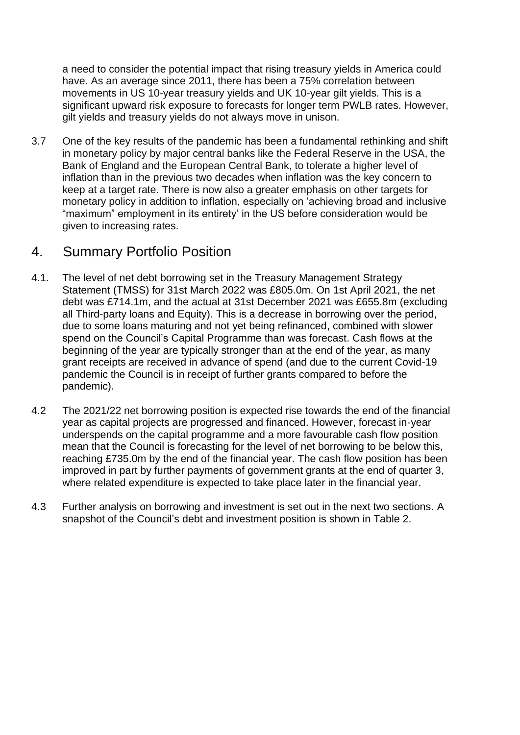a need to consider the potential impact that rising treasury yields in America could have. As an average since 2011, there has been a 75% correlation between movements in US 10-year treasury yields and UK 10-year gilt yields. This is a significant upward risk exposure to forecasts for longer term PWLB rates. However, gilt yields and treasury yields do not always move in unison.

3.7 One of the key results of the pandemic has been a fundamental rethinking and shift in monetary policy by major central banks like the Federal Reserve in the USA, the Bank of England and the European Central Bank, to tolerate a higher level of inflation than in the previous two decades when inflation was the key concern to keep at a target rate. There is now also a greater emphasis on other targets for monetary policy in addition to inflation, especially on 'achieving broad and inclusive "maximum" employment in its entirety' in the US before consideration would be given to increasing rates.

## 4. Summary Portfolio Position

4.1. The level of net debt borrowing set in the Treasury Management Strategy Statement (TMSS) for 31st March 2022 was £805.0m. On 1st April 2021, the net debt was £714.1m, and the actual at 31st December 2021 was £655.8m (excluding all Third-party loans and Equity). This is a decrease in borrowing over the period, due to some loans maturing and not yet being refinanced, combined with slower spend on the Council's Capital Programme than was forecast. Cash flows at the beginning of the year are typically stronger than at the end of the year, as many grant receipts are received in advance of spend (and due to the current Covid-19 pandemic the Council is in receipt of further grants compared to before the pandemic).

4.2 The 2021/22 net borrowing position is expected rise towards the end of the financial year as capital projects are progressed and financed. However, forecast in-year underspends on the capital programme and a more favourable cash flow position mean that the Council is forecasting for the level of net borrowing to be below this, reaching £735.0m by the end of the financial year. The cash flow position has been improved in part by further payments of government grants at the end of quarter 3, where related expenditure is expected to take place later in the financial year.

4.3 Further analysis on borrowing and investment is set out in the next two sections. A snapshot of the Council's debt and investment position is shown in Table 2.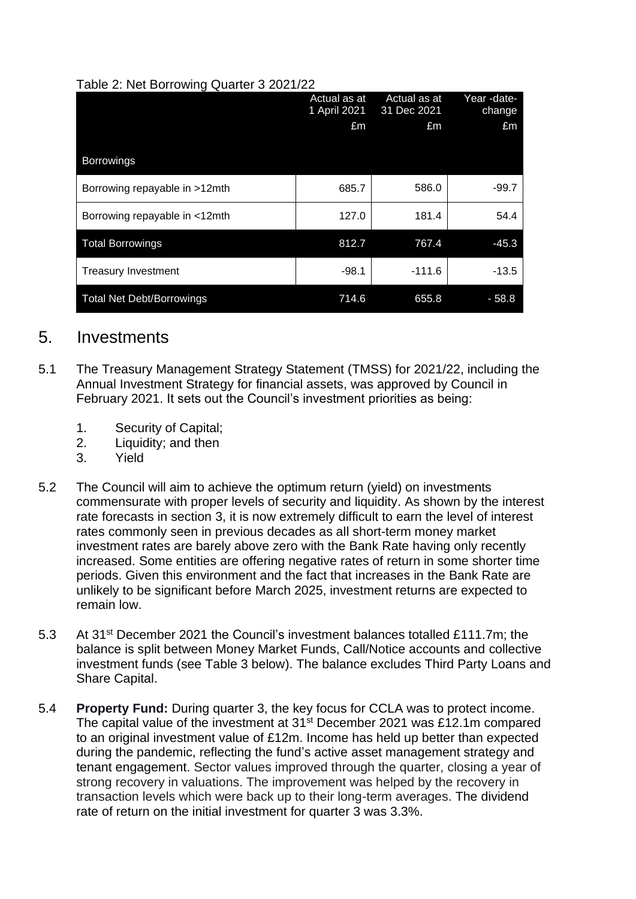Table 2: Net Borrowing Quarter 3 2021/22

| | Actual as at 1 April 2021 £m | Actual as at 31 Dec 2021 £m | Year -date-change £m |
|---|---|---|---|
| **Borrowings** | | | |
| Borrowing repayable in >12mth | 685.7 | 586.0 | -99.7 |
| Borrowing repayable in <12mth | 127.0 | 181.4 | 54.4 |
| Total Borrowings | 812.7 | 767.4 | -45.3 |
| Treasury Investment | -98.1 | -111.6 | -13.5 |
| Total Net Debt/Borrowings | 714.6 | 655.8 | - 58.8 |

## 5. Investments

5.1 The Treasury Management Strategy Statement (TMSS) for 2021/22, including the Annual Investment Strategy for financial assets, was approved by Council in February 2021. It sets out the Council's investment priorities as being:

1. Security of Capital;
2. Liquidity; and then
3. Yield

5.2 The Council will aim to achieve the optimum return (yield) on investments commensurate with proper levels of security and liquidity. As shown by the interest rate forecasts in section 3, it is now extremely difficult to earn the level of interest rates commonly seen in previous decades as all short-term money market investment rates are barely above zero with the Bank Rate having only recently increased. Some entities are offering negative rates of return in some shorter time periods. Given this environment and the fact that increases in the Bank Rate are unlikely to be significant before March 2025, investment returns are expected to remain low.

5.3 At 31st December 2021 the Council's investment balances totalled £111.7m; the balance is split between Money Market Funds, Call/Notice accounts and collective investment funds (see Table 3 below). The balance excludes Third Party Loans and Share Capital.

5.4 **Property Fund:** During quarter 3, the key focus for CCLA was to protect income. The capital value of the investment at 31st December 2021 was £12.1m compared to an original investment value of £12m. Income has held up better than expected during the pandemic, reflecting the fund's active asset management strategy and tenant engagement. Sector values improved through the quarter, closing a year of strong recovery in valuations. The improvement was helped by the recovery in transaction levels which were back up to their long-term averages. The dividend rate of return on the initial investment for quarter 3 was 3.3%.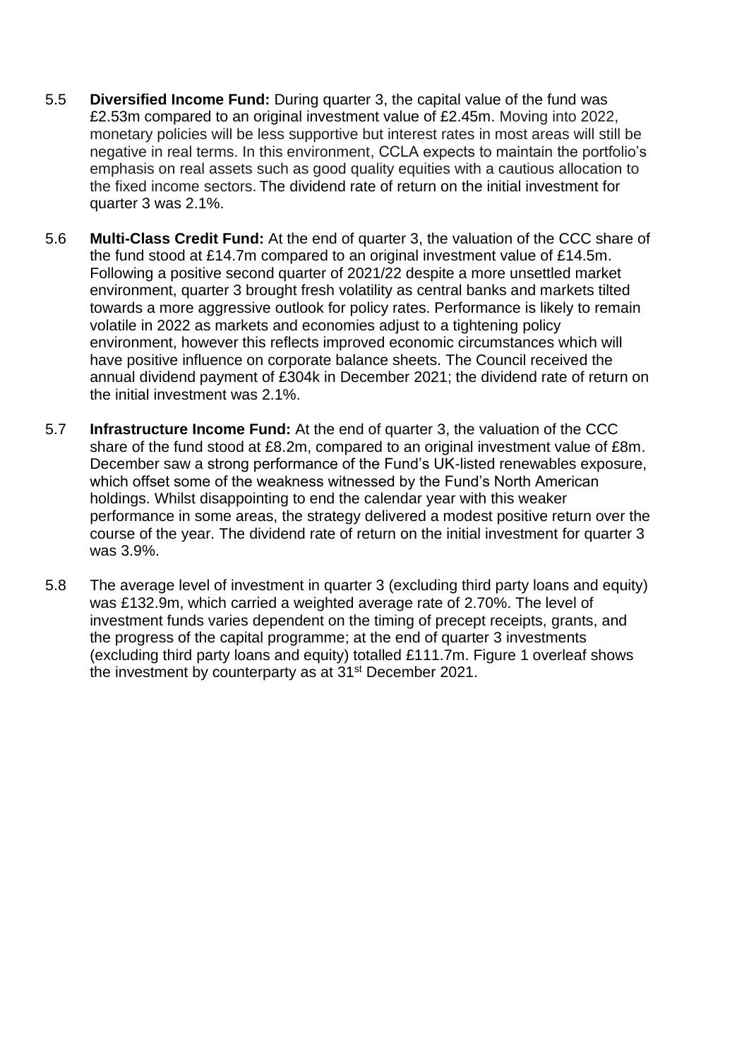5.5 **Diversified Income Fund:** During quarter 3, the capital value of the fund was £2.53m compared to an original investment value of £2.45m. Moving into 2022, monetary policies will be less supportive but interest rates in most areas will still be negative in real terms. In this environment, CCLA expects to maintain the portfolio's emphasis on real assets such as good quality equities with a cautious allocation to the fixed income sectors. The dividend rate of return on the initial investment for quarter 3 was 2.1%.

5.6 **Multi-Class Credit Fund:** At the end of quarter 3, the valuation of the CCC share of the fund stood at £14.7m compared to an original investment value of £14.5m. Following a positive second quarter of 2021/22 despite a more unsettled market environment, quarter 3 brought fresh volatility as central banks and markets tilted towards a more aggressive outlook for policy rates. Performance is likely to remain volatile in 2022 as markets and economies adjust to a tightening policy environment, however this reflects improved economic circumstances which will have positive influence on corporate balance sheets. The Council received the annual dividend payment of £304k in December 2021; the dividend rate of return on the initial investment was 2.1%.

5.7 **Infrastructure Income Fund:** At the end of quarter 3, the valuation of the CCC share of the fund stood at £8.2m, compared to an original investment value of £8m. December saw a strong performance of the Fund's UK-listed renewables exposure, which offset some of the weakness witnessed by the Fund's North American holdings. Whilst disappointing to end the calendar year with this weaker performance in some areas, the strategy delivered a modest positive return over the course of the year. The dividend rate of return on the initial investment for quarter 3 was 3.9%.

5.8 The average level of investment in quarter 3 (excluding third party loans and equity) was £132.9m, which carried a weighted average rate of 2.70%. The level of investment funds varies dependent on the timing of precept receipts, grants, and the progress of the capital programme; at the end of quarter 3 investments (excluding third party loans and equity) totalled £111.7m. Figure 1 overleaf shows the investment by counterparty as at 31st December 2021.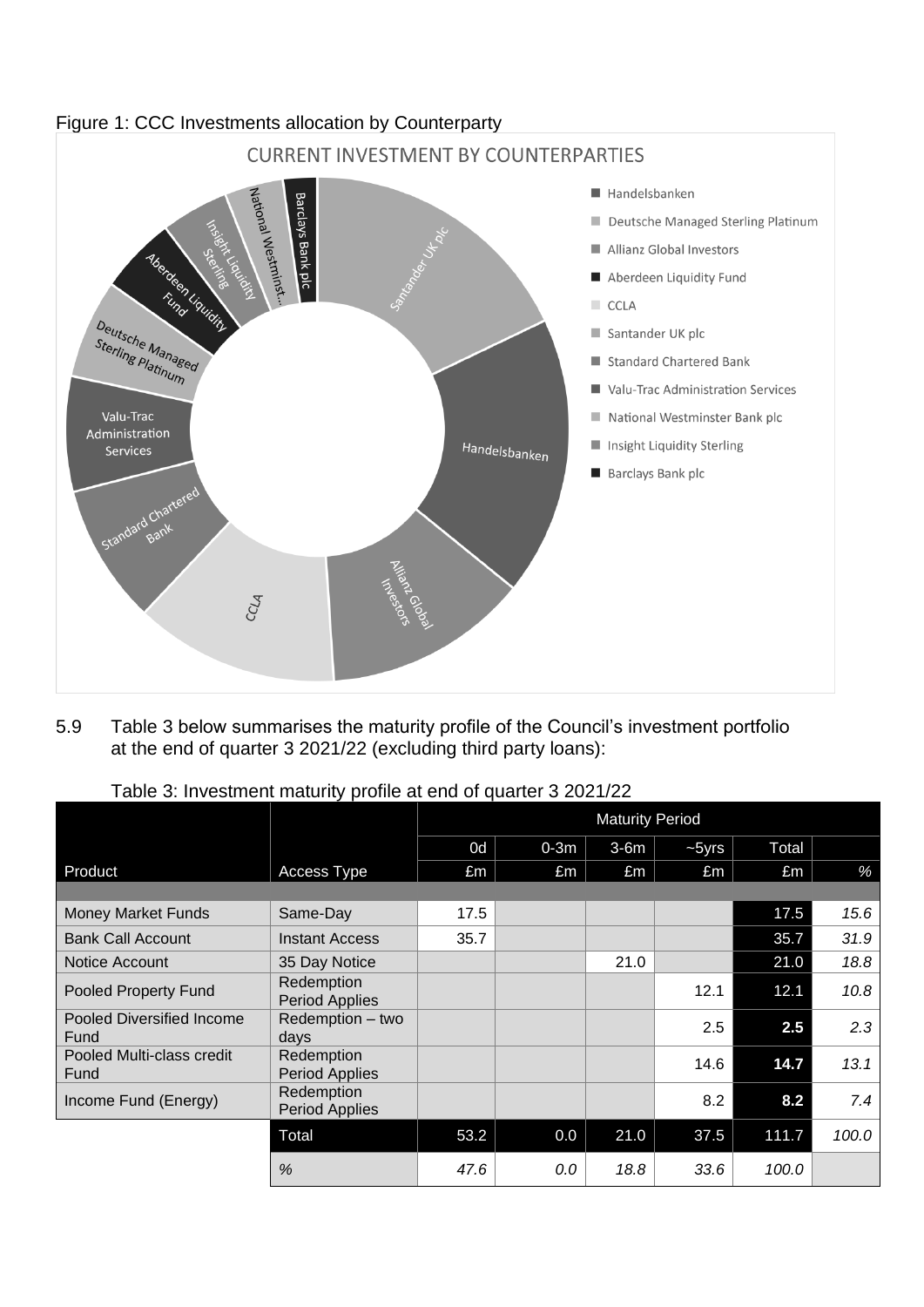Figure 1: CCC Investments allocation by Counterparty

5.9 Table 3 below summarises the maturity profile of the Council's investment portfolio at the end of quarter 3 2021/22 (excluding third party loans):

Table 3: Investment maturity profile at end of quarter 3 2021/22

| | | Maturity Period | | | | | |
|---|---|---|---|---|---|---|---|
| | | 0d | 0-3m | 3-6m | ~5yrs | Total | |
| Product | Access Type | £m | £m | £m | £m | £m | % |
| Money Market Funds | Same-Day | 17.5 | | | | 17.5 | *15.6* |
| Bank Call Account | Instant Access | 35.7 | | | | 35.7 | *31.9* |
| Notice Account | 35 Day Notice | | | 21.0 | | 21.0 | *18.8* |
| Pooled Property Fund | Redemption Period Applies | | | | 12.1 | 12.1 | *10.8* |
| Pooled Diversified Income Fund | Redemption – two days | | | | 2.5 | **2.5** | *2.3* |
| Pooled Multi-class credit Fund | Redemption Period Applies | | | | 14.6 | **14.7** | *13.1* |
| Income Fund (Energy) | Redemption Period Applies | | | | 8.2 | **8.2** | *7.4* |
| | Total | 53.2 | 0.0 | 21.0 | 37.5 | 111.7 | 100.0 |
| | *%* | *47.6* | *0.0* | *18.8* | *33.6* | *100.0* | |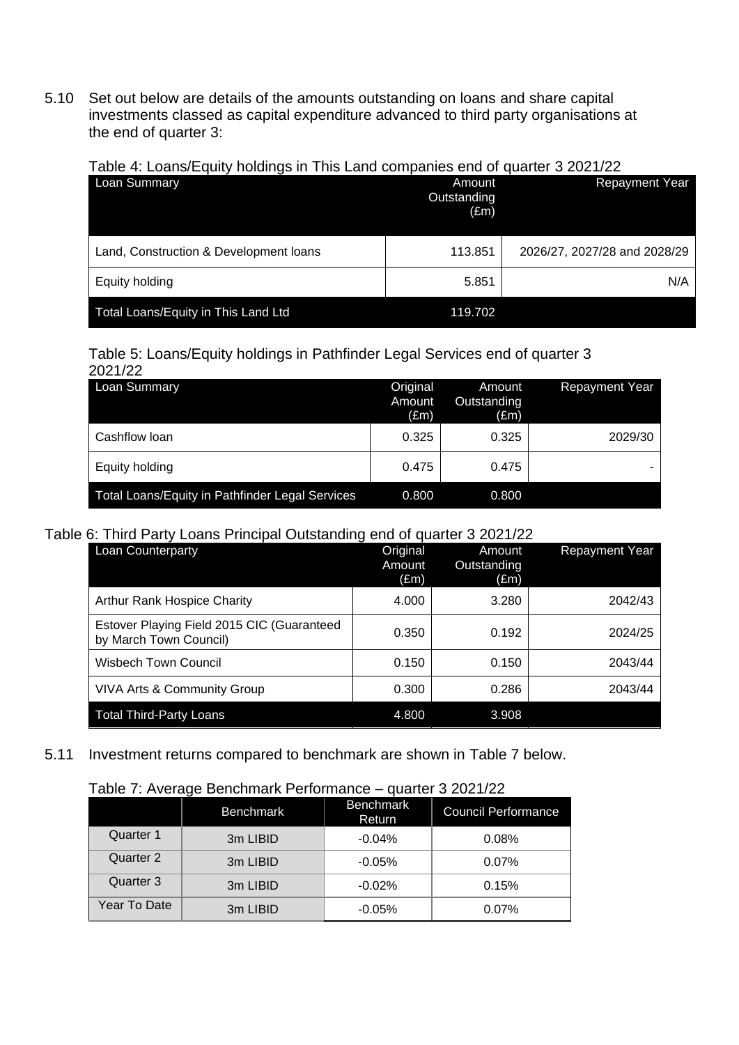5.10 Set out below are details of the amounts outstanding on loans and share capital investments classed as capital expenditure advanced to third party organisations at the end of quarter 3:

Table 4: Loans/Equity holdings in This Land companies end of quarter 3 2021/22

| Loan Summary | Amount Outstanding (£m) | Repayment Year |
|---|---|---|
| Land, Construction & Development loans | 113.851 | 2026/27, 2027/28 and 2028/29 |
| Equity holding | 5.851 | N/A |
| Total Loans/Equity in This Land Ltd | 119.702 | |

Table 5: Loans/Equity holdings in Pathfinder Legal Services end of quarter 3 2021/22

| Loan Summary | Original Amount (£m) | Amount Outstanding (£m) | Repayment Year |
|---|---|---|---|
| Cashflow loan | 0.325 | 0.325 | 2029/30 |
| Equity holding | 0.475 | 0.475 | - |
| Total Loans/Equity in Pathfinder Legal Services | 0.800 | 0.800 | |

Table 6: Third Party Loans Principal Outstanding end of quarter 3 2021/22

| Loan Counterparty | Original Amount (£m) | Amount Outstanding (£m) | Repayment Year |
|---|---|---|---|
| Arthur Rank Hospice Charity | 4.000 | 3.280 | 2042/43 |
| Estover Playing Field 2015 CIC (Guaranteed by March Town Council) | 0.350 | 0.192 | 2024/25 |
| Wisbech Town Council | 0.150 | 0.150 | 2043/44 |
| VIVA Arts & Community Group | 0.300 | 0.286 | 2043/44 |
| Total Third-Party Loans | 4.800 | 3.908 | |

5.11 Investment returns compared to benchmark are shown in Table 7 below.

Table 7: Average Benchmark Performance – quarter 3 2021/22

| | Benchmark | Benchmark Return | Council Performance |
|---|---|---|---|
| Quarter 1 | 3m LIBID | -0.04% | 0.08% |
| Quarter 2 | 3m LIBID | -0.05% | 0.07% |
| Quarter 3 | 3m LIBID | -0.02% | 0.15% |
| Year To Date | 3m LIBID | -0.05% | 0.07% |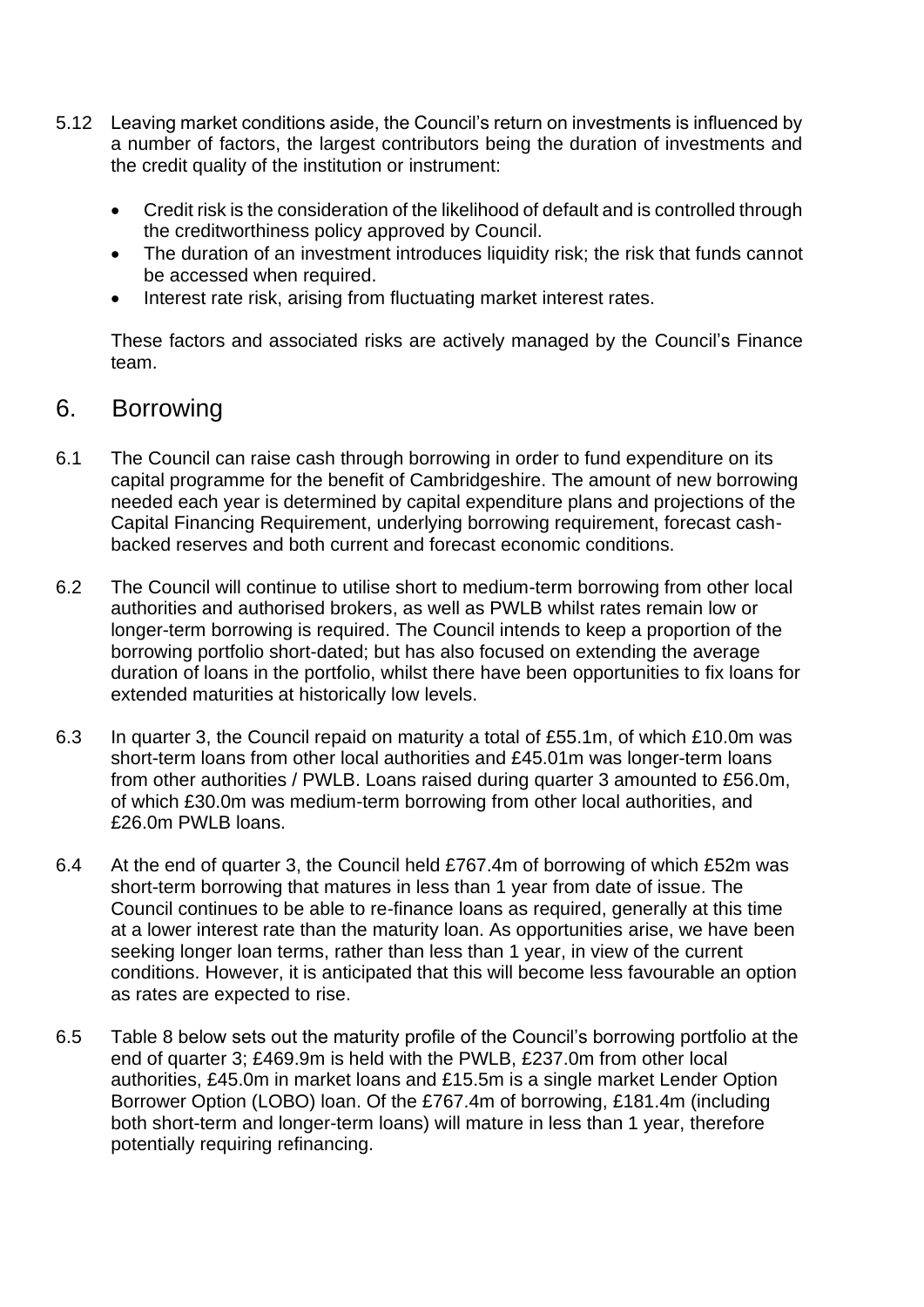5.12 Leaving market conditions aside, the Council's return on investments is influenced by a number of factors, the largest contributors being the duration of investments and the credit quality of the institution or instrument:

- Credit risk is the consideration of the likelihood of default and is controlled through the creditworthiness policy approved by Council.
- The duration of an investment introduces liquidity risk; the risk that funds cannot be accessed when required.
- Interest rate risk, arising from fluctuating market interest rates.

These factors and associated risks are actively managed by the Council's Finance team.

## 6. Borrowing

6.1 The Council can raise cash through borrowing in order to fund expenditure on its capital programme for the benefit of Cambridgeshire. The amount of new borrowing needed each year is determined by capital expenditure plans and projections of the Capital Financing Requirement, underlying borrowing requirement, forecast cash-backed reserves and both current and forecast economic conditions.

6.2 The Council will continue to utilise short to medium-term borrowing from other local authorities and authorised brokers, as well as PWLB whilst rates remain low or longer-term borrowing is required. The Council intends to keep a proportion of the borrowing portfolio short-dated; but has also focused on extending the average duration of loans in the portfolio, whilst there have been opportunities to fix loans for extended maturities at historically low levels.

6.3 In quarter 3, the Council repaid on maturity a total of £55.1m, of which £10.0m was short-term loans from other local authorities and £45.01m was longer-term loans from other authorities / PWLB. Loans raised during quarter 3 amounted to £56.0m, of which £30.0m was medium-term borrowing from other local authorities, and £26.0m PWLB loans.

6.4 At the end of quarter 3, the Council held £767.4m of borrowing of which £52m was short-term borrowing that matures in less than 1 year from date of issue. The Council continues to be able to re-finance loans as required, generally at this time at a lower interest rate than the maturity loan. As opportunities arise, we have been seeking longer loan terms, rather than less than 1 year, in view of the current conditions. However, it is anticipated that this will become less favourable an option as rates are expected to rise.

6.5 Table 8 below sets out the maturity profile of the Council's borrowing portfolio at the end of quarter 3; £469.9m is held with the PWLB, £237.0m from other local authorities, £45.0m in market loans and £15.5m is a single market Lender Option Borrower Option (LOBO) loan. Of the £767.4m of borrowing, £181.4m (including both short-term and longer-term loans) will mature in less than 1 year, therefore potentially requiring refinancing.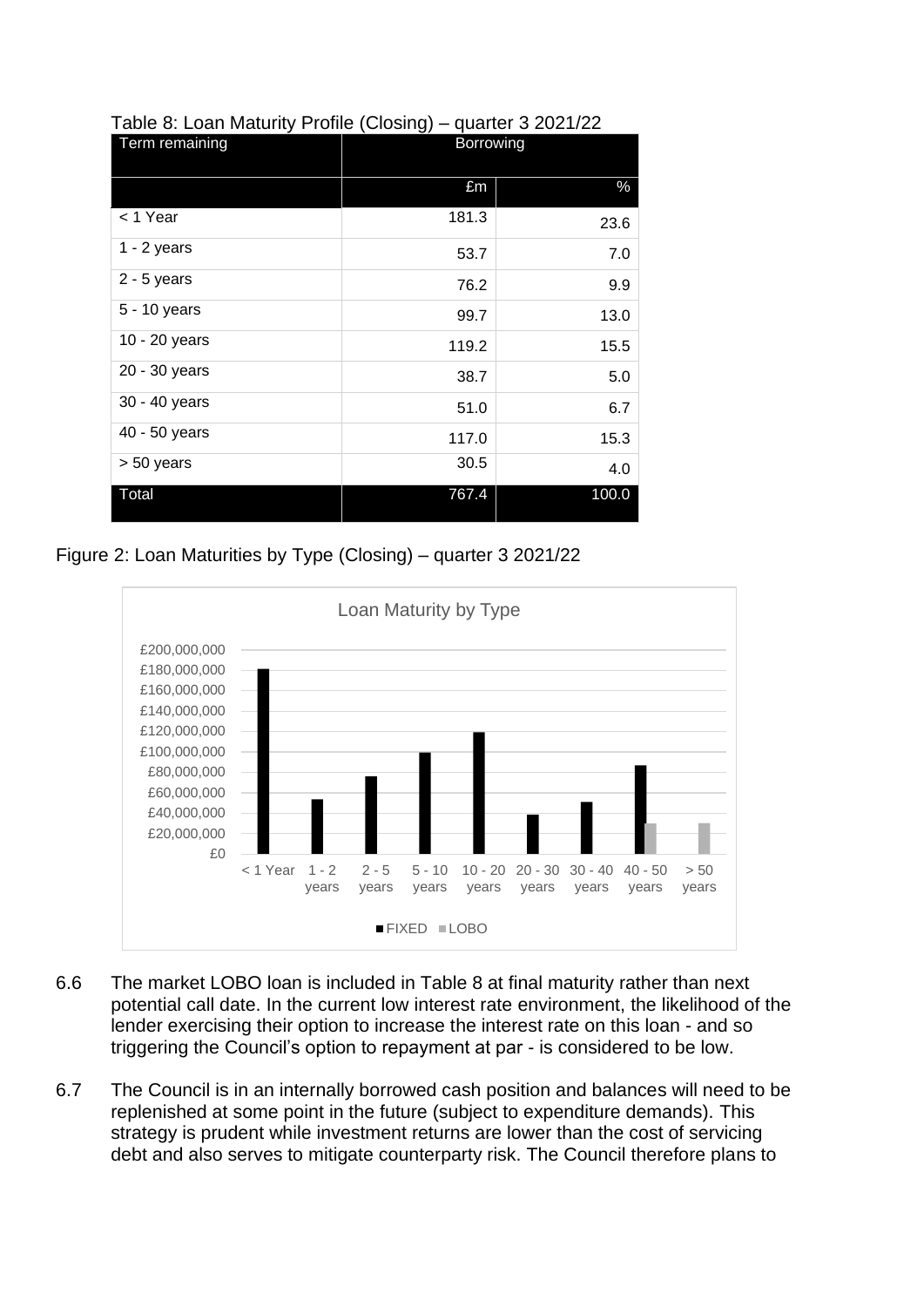Table 8: Loan Maturity Profile (Closing) – quarter 3 2021/22

| Term remaining | Borrowing | |
|---|---|---|
| | £m | % |
| < 1 Year | 181.3 | 23.6 |
| 1 - 2 years | 53.7 | 7.0 |
| 2 - 5 years | 76.2 | 9.9 |
| 5 - 10 years | 99.7 | 13.0 |
| 10 - 20 years | 119.2 | 15.5 |
| 20 - 30 years | 38.7 | 5.0 |
| 30 - 40 years | 51.0 | 6.7 |
| 40 - 50 years | 117.0 | 15.3 |
| > 50 years | 30.5 | 4.0 |
| Total | 767.4 | 100.0 |

Figure 2: Loan Maturities by Type (Closing) – quarter 3 2021/22

6.6 The market LOBO loan is included in Table 8 at final maturity rather than next potential call date. In the current low interest rate environment, the likelihood of the lender exercising their option to increase the interest rate on this loan - and so triggering the Council's option to repayment at par - is considered to be low.

6.7 The Council is in an internally borrowed cash position and balances will need to be replenished at some point in the future (subject to expenditure demands). This strategy is prudent while investment returns are lower than the cost of servicing debt and also serves to mitigate counterparty risk. The Council therefore plans to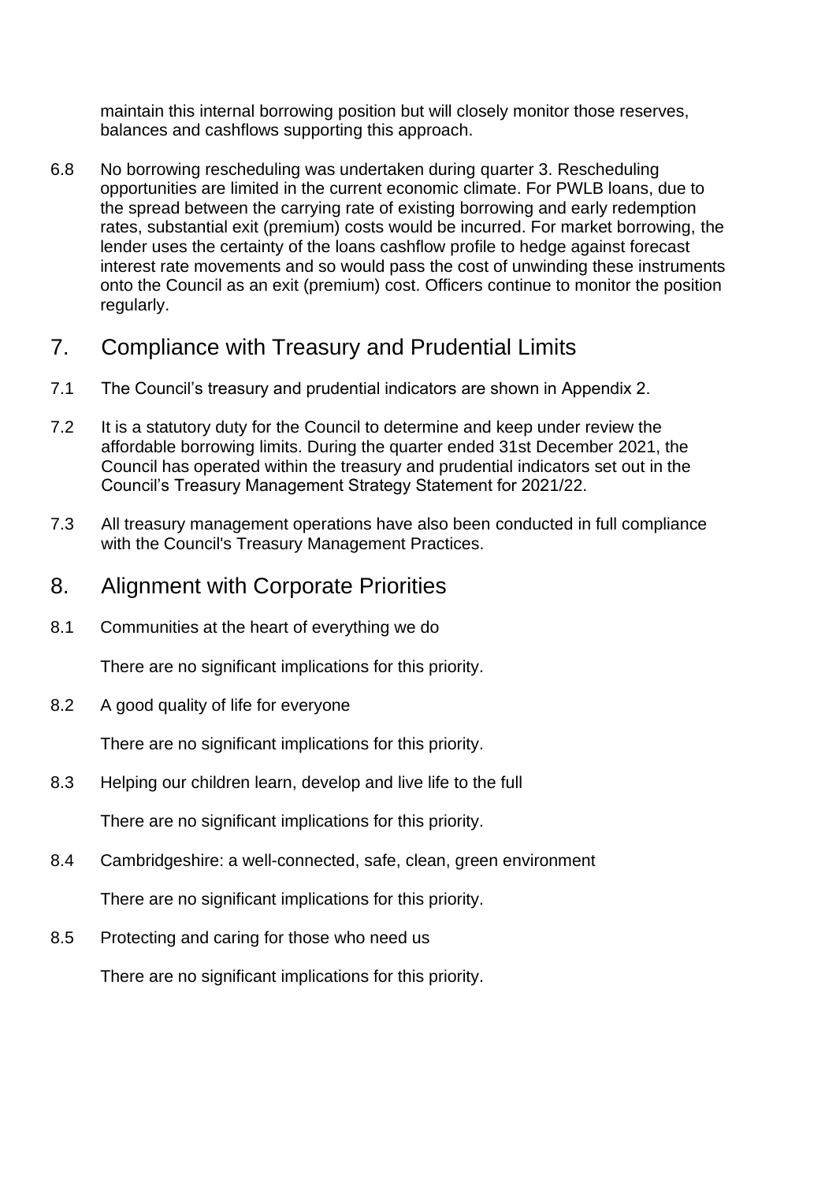maintain this internal borrowing position but will closely monitor those reserves, balances and cashflows supporting this approach.

6.8 No borrowing rescheduling was undertaken during quarter 3. Rescheduling opportunities are limited in the current economic climate. For PWLB loans, due to the spread between the carrying rate of existing borrowing and early redemption rates, substantial exit (premium) costs would be incurred. For market borrowing, the lender uses the certainty of the loans cashflow profile to hedge against forecast interest rate movements and so would pass the cost of unwinding these instruments onto the Council as an exit (premium) cost. Officers continue to monitor the position regularly.

## 7. Compliance with Treasury and Prudential Limits

7.1 The Council's treasury and prudential indicators are shown in Appendix 2.

7.2 It is a statutory duty for the Council to determine and keep under review the affordable borrowing limits. During the quarter ended 31st December 2021, the Council has operated within the treasury and prudential indicators set out in the Council's Treasury Management Strategy Statement for 2021/22.

7.3 All treasury management operations have also been conducted in full compliance with the Council's Treasury Management Practices.

## 8. Alignment with Corporate Priorities

8.1 Communities at the heart of everything we do

There are no significant implications for this priority.

8.2 A good quality of life for everyone

There are no significant implications for this priority.

8.3 Helping our children learn, develop and live life to the full

There are no significant implications for this priority.

8.4 Cambridgeshire: a well-connected, safe, clean, green environment

There are no significant implications for this priority.

8.5 Protecting and caring for those who need us

There are no significant implications for this priority.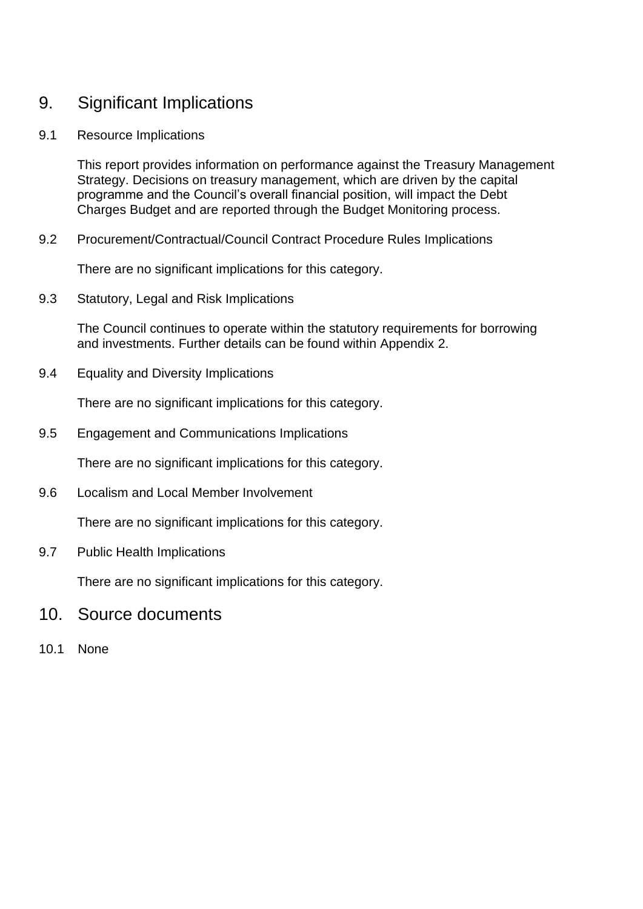## 9. Significant Implications

### 9.1 Resource Implications

This report provides information on performance against the Treasury Management Strategy. Decisions on treasury management, which are driven by the capital programme and the Council's overall financial position, will impact the Debt Charges Budget and are reported through the Budget Monitoring process.

### 9.2 Procurement/Contractual/Council Contract Procedure Rules Implications

There are no significant implications for this category.

### 9.3 Statutory, Legal and Risk Implications

The Council continues to operate within the statutory requirements for borrowing and investments. Further details can be found within Appendix 2.

### 9.4 Equality and Diversity Implications

There are no significant implications for this category.

### 9.5 Engagement and Communications Implications

There are no significant implications for this category.

### 9.6 Localism and Local Member Involvement

There are no significant implications for this category.

### 9.7 Public Health Implications

There are no significant implications for this category.

## 10. Source documents

10.1 None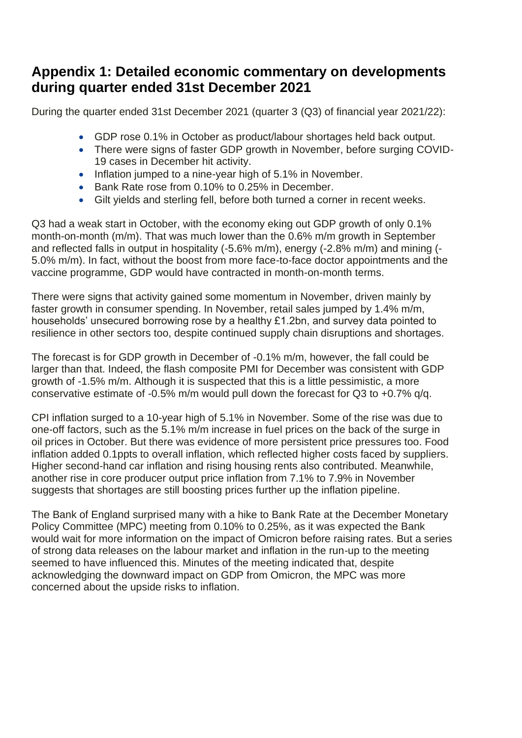## Appendix 1: Detailed economic commentary on developments during quarter ended 31st December 2021

During the quarter ended 31st December 2021 (quarter 3 (Q3) of financial year 2021/22):

- GDP rose 0.1% in October as product/labour shortages held back output.
- There were signs of faster GDP growth in November, before surging COVID-19 cases in December hit activity.
- Inflation jumped to a nine-year high of 5.1% in November.
- Bank Rate rose from 0.10% to 0.25% in December.
- Gilt yields and sterling fell, before both turned a corner in recent weeks.

Q3 had a weak start in October, with the economy eking out GDP growth of only 0.1% month-on-month (m/m). That was much lower than the 0.6% m/m growth in September and reflected falls in output in hospitality (-5.6% m/m), energy (-2.8% m/m) and mining (-5.0% m/m). In fact, without the boost from more face-to-face doctor appointments and the vaccine programme, GDP would have contracted in month-on-month terms.

There were signs that activity gained some momentum in November, driven mainly by faster growth in consumer spending. In November, retail sales jumped by 1.4% m/m, households' unsecured borrowing rose by a healthy £1.2bn, and survey data pointed to resilience in other sectors too, despite continued supply chain disruptions and shortages.

The forecast is for GDP growth in December of -0.1% m/m, however, the fall could be larger than that. Indeed, the flash composite PMI for December was consistent with GDP growth of -1.5% m/m. Although it is suspected that this is a little pessimistic, a more conservative estimate of -0.5% m/m would pull down the forecast for Q3 to +0.7% q/q.

CPI inflation surged to a 10-year high of 5.1% in November. Some of the rise was due to one-off factors, such as the 5.1% m/m increase in fuel prices on the back of the surge in oil prices in October. But there was evidence of more persistent price pressures too. Food inflation added 0.1ppts to overall inflation, which reflected higher costs faced by suppliers. Higher second-hand car inflation and rising housing rents also contributed. Meanwhile, another rise in core producer output price inflation from 7.1% to 7.9% in November suggests that shortages are still boosting prices further up the inflation pipeline.

The Bank of England surprised many with a hike to Bank Rate at the December Monetary Policy Committee (MPC) meeting from 0.10% to 0.25%, as it was expected the Bank would wait for more information on the impact of Omicron before raising rates. But a series of strong data releases on the labour market and inflation in the run-up to the meeting seemed to have influenced this. Minutes of the meeting indicated that, despite acknowledging the downward impact on GDP from Omicron, the MPC was more concerned about the upside risks to inflation.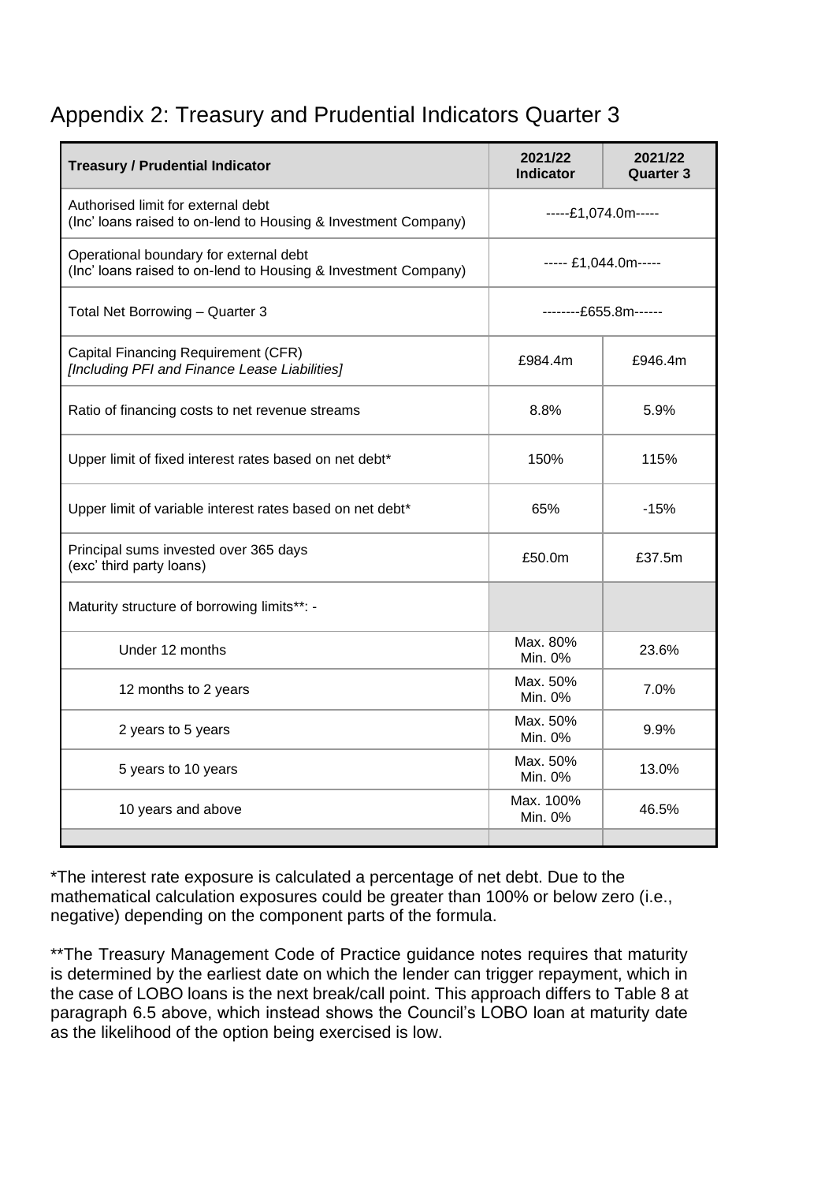# Appendix 2: Treasury and Prudential Indicators Quarter 3

| Treasury / Prudential Indicator | 2021/22 Indicator | 2021/22 Quarter 3 |
|---|---|---|
| Authorised limit for external debt<br>(Inc' loans raised to on-lend to Housing & Investment Company) | -----£1,074.0m----- | |
| Operational boundary for external debt<br>(Inc' loans raised to on-lend to Housing & Investment Company) | ----- £1,044.0m----- | |
| Total Net Borrowing – Quarter 3 | --------£655.8m------ | |
| Capital Financing Requirement (CFR)<br>*[Including PFI and Finance Lease Liabilities]* | £984.4m | £946.4m |
| Ratio of financing costs to net revenue streams | 8.8% | 5.9% |
| Upper limit of fixed interest rates based on net debt* | 150% | 115% |
| Upper limit of variable interest rates based on net debt* | 65% | -15% |
| Principal sums invested over 365 days<br>(exc' third party loans) | £50.0m | £37.5m |
| Maturity structure of borrowing limits**: - | | |
| Under 12 months | Max. 80%<br>Min. 0% | 23.6% |
| 12 months to 2 years | Max. 50%<br>Min. 0% | 7.0% |
| 2 years to 5 years | Max. 50%<br>Min. 0% | 9.9% |
| 5 years to 10 years | Max. 50%<br>Min. 0% | 13.0% |
| 10 years and above | Max. 100%<br>Min. 0% | 46.5% |

*The interest rate exposure is calculated a percentage of net debt. Due to the mathematical calculation exposures could be greater than 100% or below zero (i.e., negative) depending on the component parts of the formula.

**The Treasury Management Code of Practice guidance notes requires that maturity is determined by the earliest date on which the lender can trigger repayment, which in the case of LOBO loans is the next break/call point. This approach differs to Table 8 at paragraph 6.5 above, which instead shows the Council's LOBO loan at maturity date as the likelihood of the option being exercised is low.